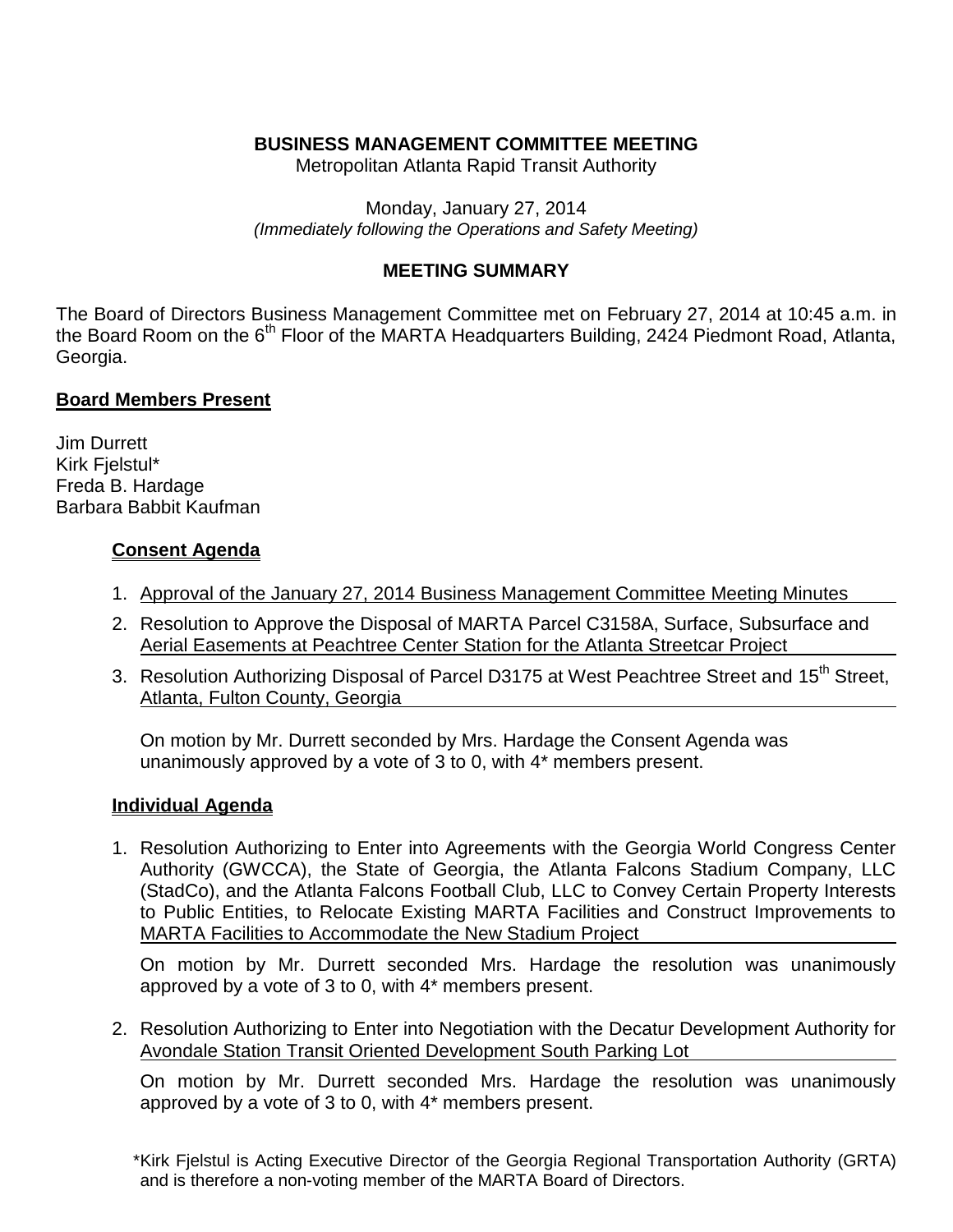**BUSINESS MANAGEMENT COMMITTEE MEETING**
Metropolitan Atlanta Rapid Transit Authority

Monday, January 27, 2014
*(Immediately following the Operations and Safety Meeting)*

**MEETING SUMMARY**

The Board of Directors Business Management Committee met on February 27, 2014 at 10:45 a.m. in the Board Room on the 6th Floor of the MARTA Headquarters Building, 2424 Piedmont Road, Atlanta, Georgia.

**Board Members Present**

Jim Durrett
Kirk Fjelstul*
Freda B. Hardage
Barbara Babbit Kaufman

**Consent Agenda**

1. Approval of the January 27, 2014 Business Management Committee Meeting Minutes
2. Resolution to Approve the Disposal of MARTA Parcel C3158A, Surface, Subsurface and Aerial Easements at Peachtree Center Station for the Atlanta Streetcar Project
3. Resolution Authorizing Disposal of Parcel D3175 at West Peachtree Street and 15th Street, Atlanta, Fulton County, Georgia

On motion by Mr. Durrett seconded by Mrs. Hardage the Consent Agenda was unanimously approved by a vote of 3 to 0, with 4* members present.

**Individual Agenda**

1. Resolution Authorizing to Enter into Agreements with the Georgia World Congress Center Authority (GWCCA), the State of Georgia, the Atlanta Falcons Stadium Company, LLC (StadCo), and the Atlanta Falcons Football Club, LLC to Convey Certain Property Interests to Public Entities, to Relocate Existing MARTA Facilities and Construct Improvements to MARTA Facilities to Accommodate the New Stadium Project

   On motion by Mr. Durrett seconded Mrs. Hardage the resolution was unanimously approved by a vote of 3 to 0, with 4* members present.

2. Resolution Authorizing to Enter into Negotiation with the Decatur Development Authority for Avondale Station Transit Oriented Development South Parking Lot

   On motion by Mr. Durrett seconded Mrs. Hardage the resolution was unanimously approved by a vote of 3 to 0, with 4* members present.

*Kirk Fjelstul is Acting Executive Director of the Georgia Regional Transportation Authority (GRTA) and is therefore a non-voting member of the MARTA Board of Directors.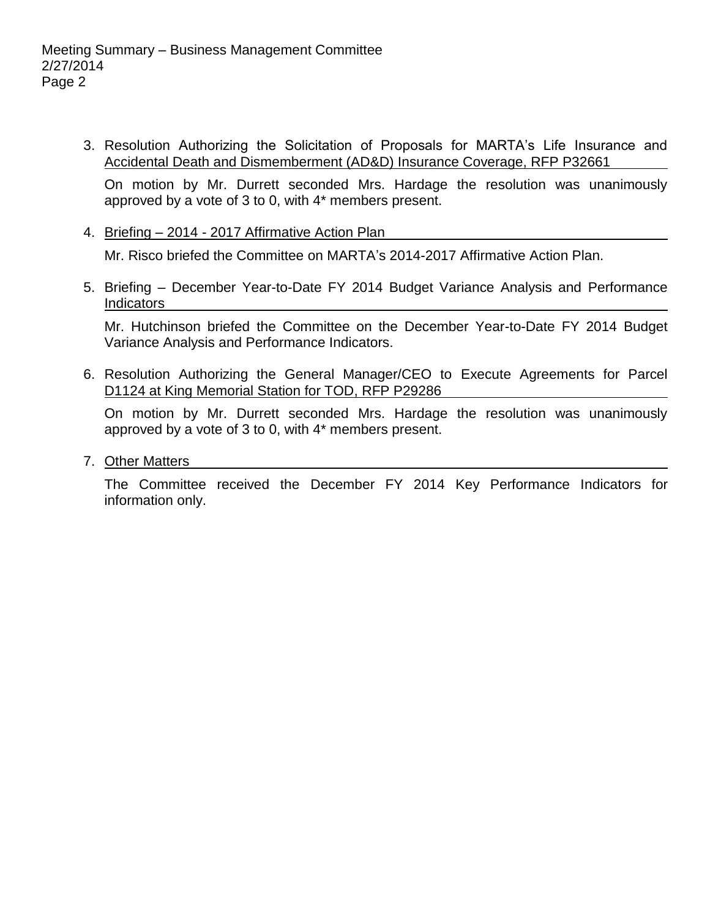3. Resolution Authorizing the Solicitation of Proposals for MARTA's Life Insurance and Accidental Death and Dismemberment (AD&D) Insurance Coverage, RFP P32661

   On motion by Mr. Durrett seconded Mrs. Hardage the resolution was unanimously approved by a vote of 3 to 0, with 4* members present.

4. Briefing – 2014 - 2017 Affirmative Action Plan

   Mr. Risco briefed the Committee on MARTA's 2014-2017 Affirmative Action Plan.

5. Briefing – December Year-to-Date FY 2014 Budget Variance Analysis and Performance Indicators

   Mr. Hutchinson briefed the Committee on the December Year-to-Date FY 2014 Budget Variance Analysis and Performance Indicators.

6. Resolution Authorizing the General Manager/CEO to Execute Agreements for Parcel D1124 at King Memorial Station for TOD, RFP P29286

   On motion by Mr. Durrett seconded Mrs. Hardage the resolution was unanimously approved by a vote of 3 to 0, with 4* members present.

7. Other Matters

   The Committee received the December FY 2014 Key Performance Indicators for information only.